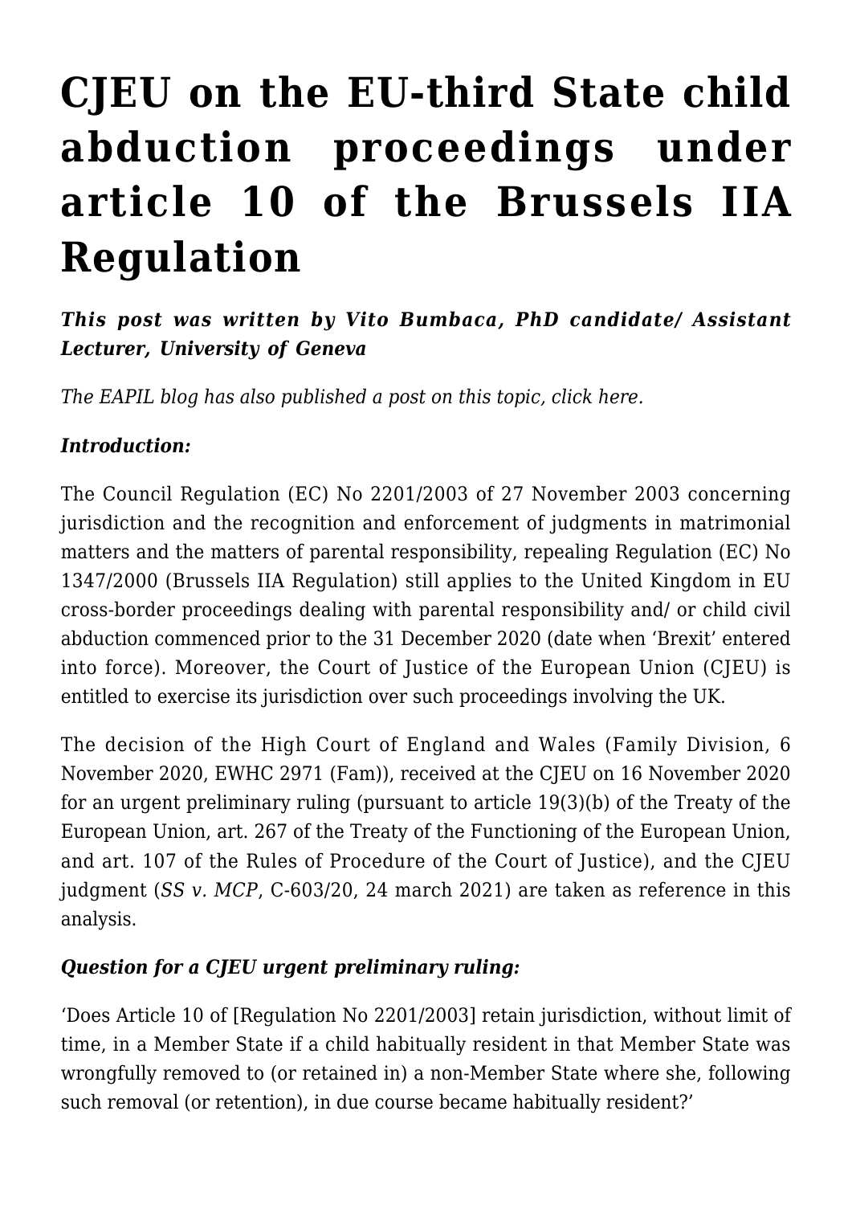# CJEU on the EU-third State child abduction proceedings under article 10 of the Brussels IIA Regulation

***This post was written by Vito Bumbaca, PhD candidate/ Assistant Lecturer, University of Geneva***

*The EAPIL blog has also published a post on this topic, click here.*

***Introduction:***

The Council Regulation (EC) No 2201/2003 of 27 November 2003 concerning jurisdiction and the recognition and enforcement of judgments in matrimonial matters and the matters of parental responsibility, repealing Regulation (EC) No 1347/2000 (Brussels IIA Regulation) still applies to the United Kingdom in EU cross-border proceedings dealing with parental responsibility and/ or child civil abduction commenced prior to the 31 December 2020 (date when 'Brexit' entered into force). Moreover, the Court of Justice of the European Union (CJEU) is entitled to exercise its jurisdiction over such proceedings involving the UK.

The decision of the High Court of England and Wales (Family Division, 6 November 2020, EWHC 2971 (Fam)), received at the CJEU on 16 November 2020 for an urgent preliminary ruling (pursuant to article 19(3)(b) of the Treaty of the European Union, art. 267 of the Treaty of the Functioning of the European Union, and art. 107 of the Rules of Procedure of the Court of Justice), and the CJEU judgment (*SS v. MCP*, C-603/20, 24 march 2021) are taken as reference in this analysis.

***Question for a CJEU urgent preliminary ruling:***

'Does Article 10 of [Regulation No 2201/2003] retain jurisdiction, without limit of time, in a Member State if a child habitually resident in that Member State was wrongfully removed to (or retained in) a non-Member State where she, following such removal (or retention), in due course became habitually resident?'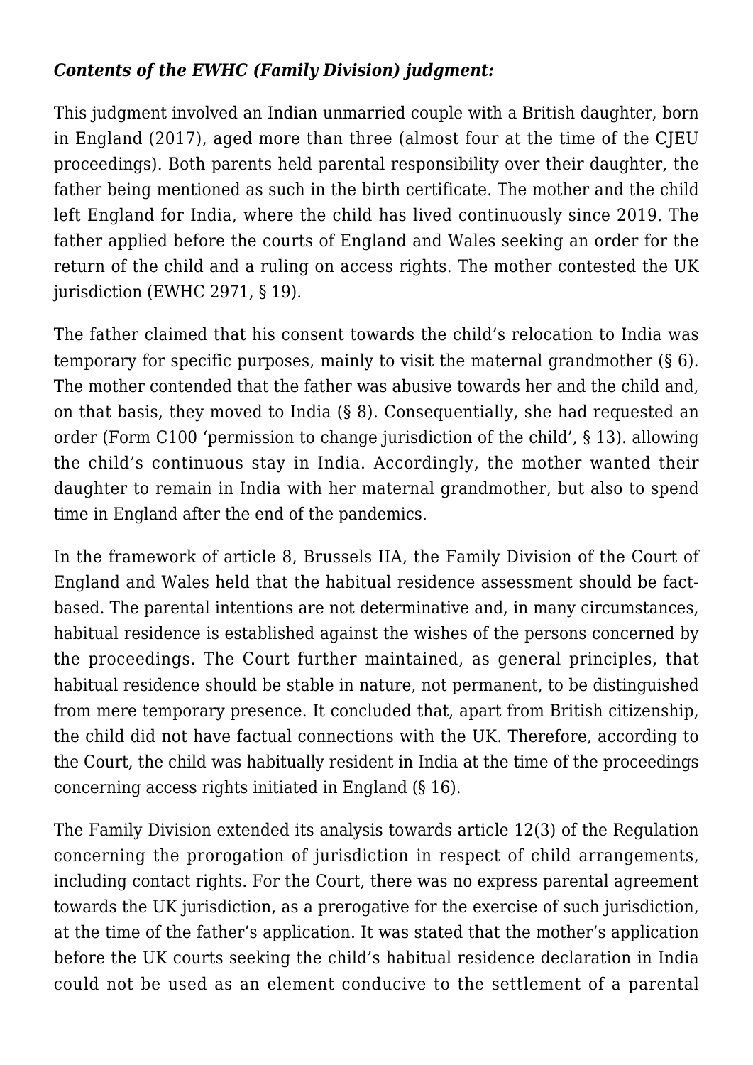***Contents of the EWHC (Family Division) judgment:***

This judgment involved an Indian unmarried couple with a British daughter, born in England (2017), aged more than three (almost four at the time of the CJEU proceedings). Both parents held parental responsibility over their daughter, the father being mentioned as such in the birth certificate. The mother and the child left England for India, where the child has lived continuously since 2019. The father applied before the courts of England and Wales seeking an order for the return of the child and a ruling on access rights. The mother contested the UK jurisdiction (EWHC 2971, § 19).

The father claimed that his consent towards the child's relocation to India was temporary for specific purposes, mainly to visit the maternal grandmother (§ 6). The mother contended that the father was abusive towards her and the child and, on that basis, they moved to India (§ 8). Consequentially, she had requested an order (Form C100 'permission to change jurisdiction of the child', § 13). allowing the child's continuous stay in India. Accordingly, the mother wanted their daughter to remain in India with her maternal grandmother, but also to spend time in England after the end of the pandemics.

In the framework of article 8, Brussels IIA, the Family Division of the Court of England and Wales held that the habitual residence assessment should be fact-based. The parental intentions are not determinative and, in many circumstances, habitual residence is established against the wishes of the persons concerned by the proceedings. The Court further maintained, as general principles, that habitual residence should be stable in nature, not permanent, to be distinguished from mere temporary presence. It concluded that, apart from British citizenship, the child did not have factual connections with the UK. Therefore, according to the Court, the child was habitually resident in India at the time of the proceedings concerning access rights initiated in England (§ 16).

The Family Division extended its analysis towards article 12(3) of the Regulation concerning the prorogation of jurisdiction in respect of child arrangements, including contact rights. For the Court, there was no express parental agreement towards the UK jurisdiction, as a prerogative for the exercise of such jurisdiction, at the time of the father's application. It was stated that the mother's application before the UK courts seeking the child's habitual residence declaration in India could not be used as an element conducive to the settlement of a parental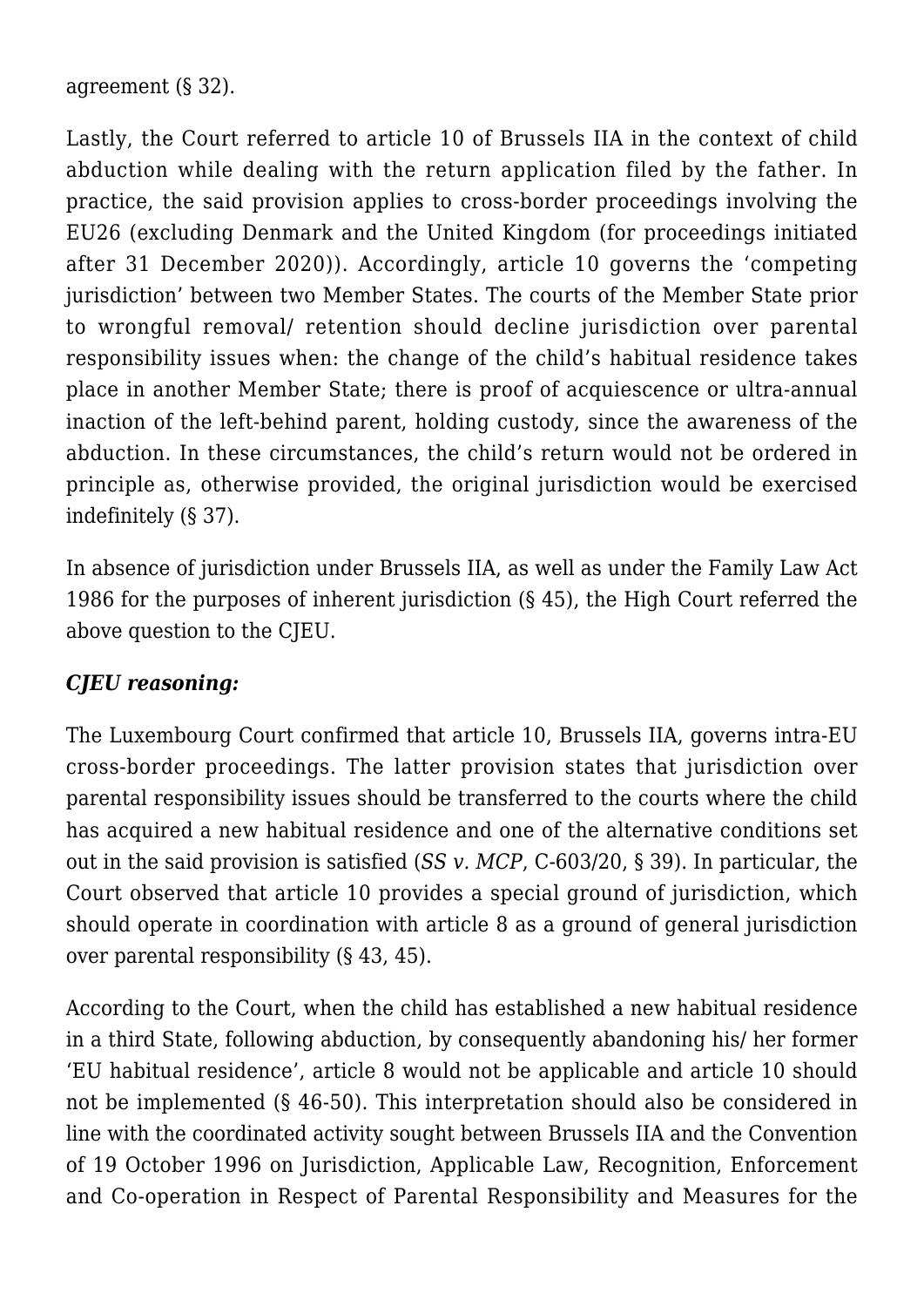agreement (§ 32).

Lastly, the Court referred to article 10 of Brussels IIA in the context of child abduction while dealing with the return application filed by the father. In practice, the said provision applies to cross-border proceedings involving the EU26 (excluding Denmark and the United Kingdom (for proceedings initiated after 31 December 2020)). Accordingly, article 10 governs the 'competing jurisdiction' between two Member States. The courts of the Member State prior to wrongful removal/ retention should decline jurisdiction over parental responsibility issues when: the change of the child's habitual residence takes place in another Member State; there is proof of acquiescence or ultra-annual inaction of the left-behind parent, holding custody, since the awareness of the abduction. In these circumstances, the child's return would not be ordered in principle as, otherwise provided, the original jurisdiction would be exercised indefinitely (§ 37).

In absence of jurisdiction under Brussels IIA, as well as under the Family Law Act 1986 for the purposes of inherent jurisdiction (§ 45), the High Court referred the above question to the CJEU.

***CJEU reasoning:***

The Luxembourg Court confirmed that article 10, Brussels IIA, governs intra-EU cross-border proceedings. The latter provision states that jurisdiction over parental responsibility issues should be transferred to the courts where the child has acquired a new habitual residence and one of the alternative conditions set out in the said provision is satisfied (*SS v. MCP*, C-603/20, § 39). In particular, the Court observed that article 10 provides a special ground of jurisdiction, which should operate in coordination with article 8 as a ground of general jurisdiction over parental responsibility (§ 43, 45).

According to the Court, when the child has established a new habitual residence in a third State, following abduction, by consequently abandoning his/ her former 'EU habitual residence', article 8 would not be applicable and article 10 should not be implemented (§ 46-50). This interpretation should also be considered in line with the coordinated activity sought between Brussels IIA and the Convention of 19 October 1996 on Jurisdiction, Applicable Law, Recognition, Enforcement and Co-operation in Respect of Parental Responsibility and Measures for the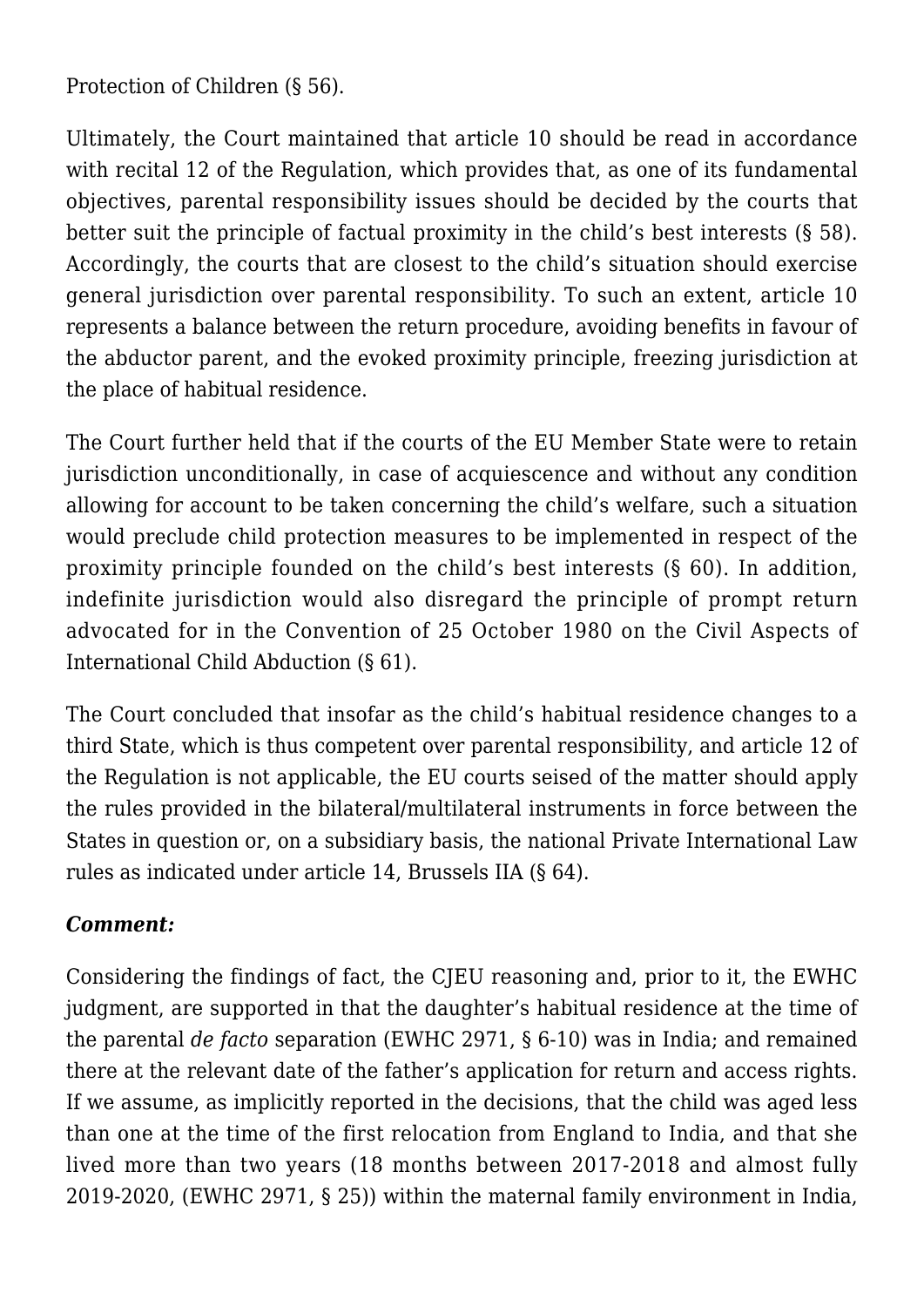Protection of Children (§ 56).

Ultimately, the Court maintained that article 10 should be read in accordance with recital 12 of the Regulation, which provides that, as one of its fundamental objectives, parental responsibility issues should be decided by the courts that better suit the principle of factual proximity in the child's best interests (§ 58). Accordingly, the courts that are closest to the child's situation should exercise general jurisdiction over parental responsibility. To such an extent, article 10 represents a balance between the return procedure, avoiding benefits in favour of the abductor parent, and the evoked proximity principle, freezing jurisdiction at the place of habitual residence.

The Court further held that if the courts of the EU Member State were to retain jurisdiction unconditionally, in case of acquiescence and without any condition allowing for account to be taken concerning the child's welfare, such a situation would preclude child protection measures to be implemented in respect of the proximity principle founded on the child's best interests (§ 60). In addition, indefinite jurisdiction would also disregard the principle of prompt return advocated for in the Convention of 25 October 1980 on the Civil Aspects of International Child Abduction (§ 61).

The Court concluded that insofar as the child's habitual residence changes to a third State, which is thus competent over parental responsibility, and article 12 of the Regulation is not applicable, the EU courts seised of the matter should apply the rules provided in the bilateral/multilateral instruments in force between the States in question or, on a subsidiary basis, the national Private International Law rules as indicated under article 14, Brussels IIA (§ 64).

### *Comment:*

Considering the findings of fact, the CJEU reasoning and, prior to it, the EWHC judgment, are supported in that the daughter's habitual residence at the time of the parental *de facto* separation (EWHC 2971, § 6-10) was in India; and remained there at the relevant date of the father's application for return and access rights. If we assume, as implicitly reported in the decisions, that the child was aged less than one at the time of the first relocation from England to India, and that she lived more than two years (18 months between 2017-2018 and almost fully 2019-2020, (EWHC 2971, § 25)) within the maternal family environment in India,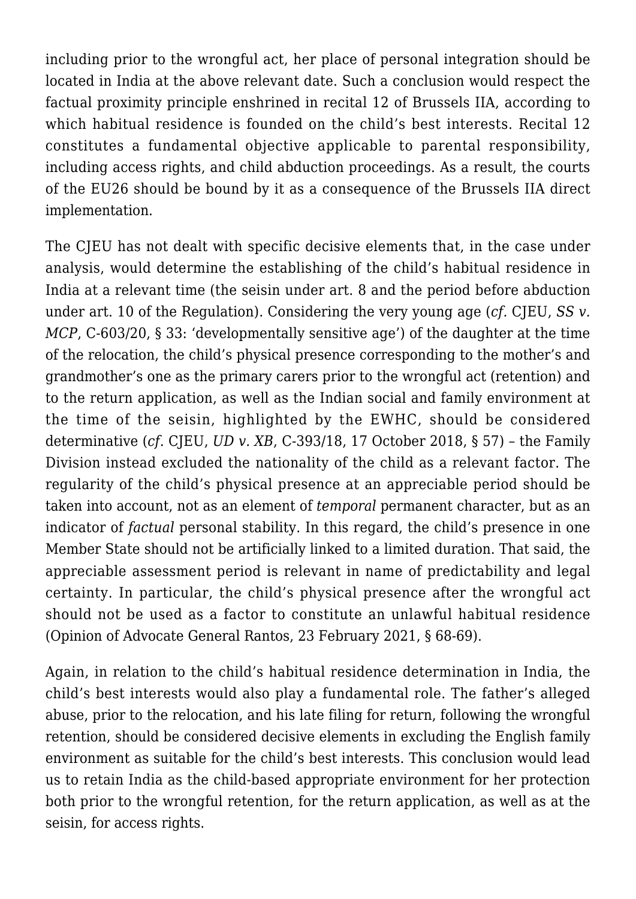including prior to the wrongful act, her place of personal integration should be located in India at the above relevant date. Such a conclusion would respect the factual proximity principle enshrined in recital 12 of Brussels IIA, according to which habitual residence is founded on the child's best interests. Recital 12 constitutes a fundamental objective applicable to parental responsibility, including access rights, and child abduction proceedings. As a result, the courts of the EU26 should be bound by it as a consequence of the Brussels IIA direct implementation.

The CJEU has not dealt with specific decisive elements that, in the case under analysis, would determine the establishing of the child's habitual residence in India at a relevant time (the seisin under art. 8 and the period before abduction under art. 10 of the Regulation). Considering the very young age (*cf.* CJEU, *SS v. MCP*, C-603/20, § 33: 'developmentally sensitive age') of the daughter at the time of the relocation, the child's physical presence corresponding to the mother's and grandmother's one as the primary carers prior to the wrongful act (retention) and to the return application, as well as the Indian social and family environment at the time of the seisin, highlighted by the EWHC, should be considered determinative (*cf.* CJEU, *UD v. XB*, C-393/18, 17 October 2018, § 57) – the Family Division instead excluded the nationality of the child as a relevant factor. The regularity of the child's physical presence at an appreciable period should be taken into account, not as an element of *temporal* permanent character, but as an indicator of *factual* personal stability. In this regard, the child's presence in one Member State should not be artificially linked to a limited duration. That said, the appreciable assessment period is relevant in name of predictability and legal certainty. In particular, the child's physical presence after the wrongful act should not be used as a factor to constitute an unlawful habitual residence (Opinion of Advocate General Rantos, 23 February 2021, § 68-69).

Again, in relation to the child's habitual residence determination in India, the child's best interests would also play a fundamental role. The father's alleged abuse, prior to the relocation, and his late filing for return, following the wrongful retention, should be considered decisive elements in excluding the English family environment as suitable for the child's best interests. This conclusion would lead us to retain India as the child-based appropriate environment for her protection both prior to the wrongful retention, for the return application, as well as at the seisin, for access rights.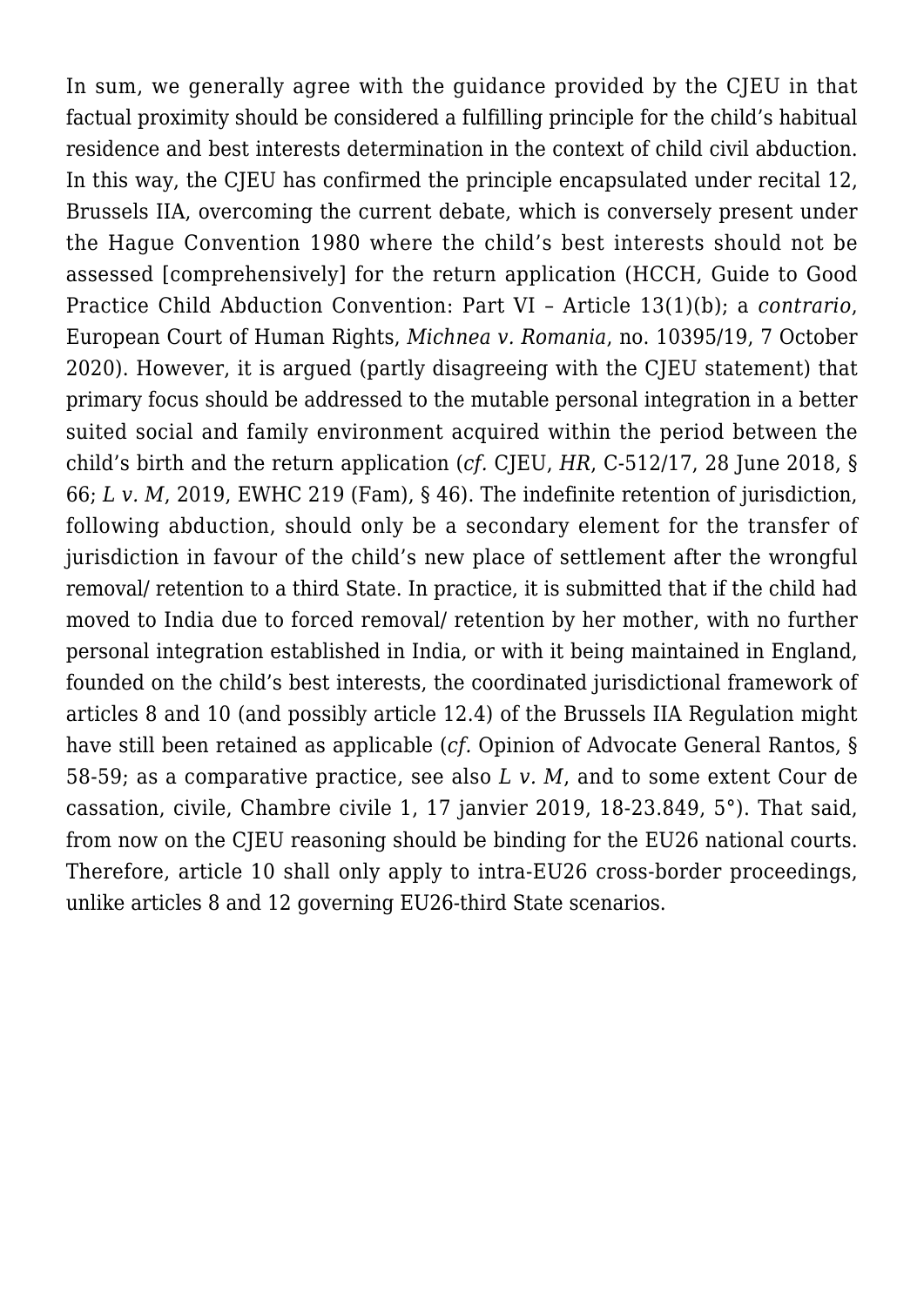In sum, we generally agree with the guidance provided by the CJEU in that factual proximity should be considered a fulfilling principle for the child's habitual residence and best interests determination in the context of child civil abduction. In this way, the CJEU has confirmed the principle encapsulated under recital 12, Brussels IIA, overcoming the current debate, which is conversely present under the Hague Convention 1980 where the child's best interests should not be assessed [comprehensively] for the return application (HCCH, Guide to Good Practice Child Abduction Convention: Part VI – Article 13(1)(b); a *contrario*, European Court of Human Rights, *Michnea v. Romania*, no. 10395/19, 7 October 2020). However, it is argued (partly disagreeing with the CJEU statement) that primary focus should be addressed to the mutable personal integration in a better suited social and family environment acquired within the period between the child's birth and the return application (*cf.* CJEU, *HR*, C-512/17, 28 June 2018, § 66; *L v. M*, 2019, EWHC 219 (Fam), § 46). The indefinite retention of jurisdiction, following abduction, should only be a secondary element for the transfer of jurisdiction in favour of the child's new place of settlement after the wrongful removal/ retention to a third State. In practice, it is submitted that if the child had moved to India due to forced removal/ retention by her mother, with no further personal integration established in India, or with it being maintained in England, founded on the child's best interests, the coordinated jurisdictional framework of articles 8 and 10 (and possibly article 12.4) of the Brussels IIA Regulation might have still been retained as applicable (*cf.* Opinion of Advocate General Rantos, § 58-59; as a comparative practice, see also *L v. M*, and to some extent Cour de cassation, civile, Chambre civile 1, 17 janvier 2019, 18-23.849, 5°). That said, from now on the CJEU reasoning should be binding for the EU26 national courts. Therefore, article 10 shall only apply to intra-EU26 cross-border proceedings, unlike articles 8 and 12 governing EU26-third State scenarios.